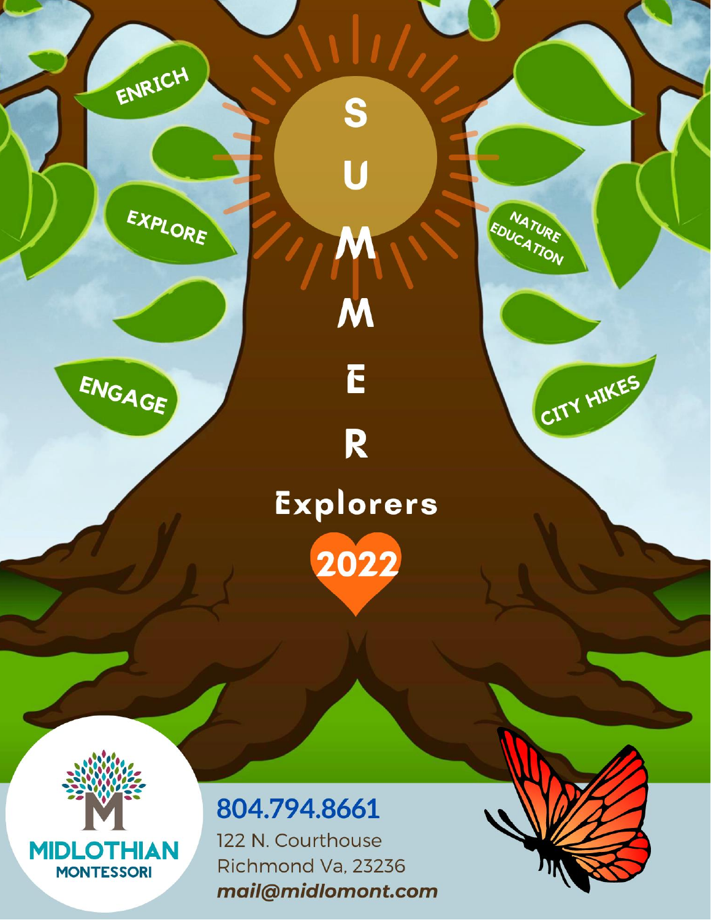# SUMMER Explorers 2022

ENRICH

EXPLORE

ENGAGE

NATURE EDUCATION

CITY HIKES

MIDLOTHIAN MONTESSORI

**804.794.8661**

122 N. Courthouse
Richmond Va, 23236
***mail@midlomont.com***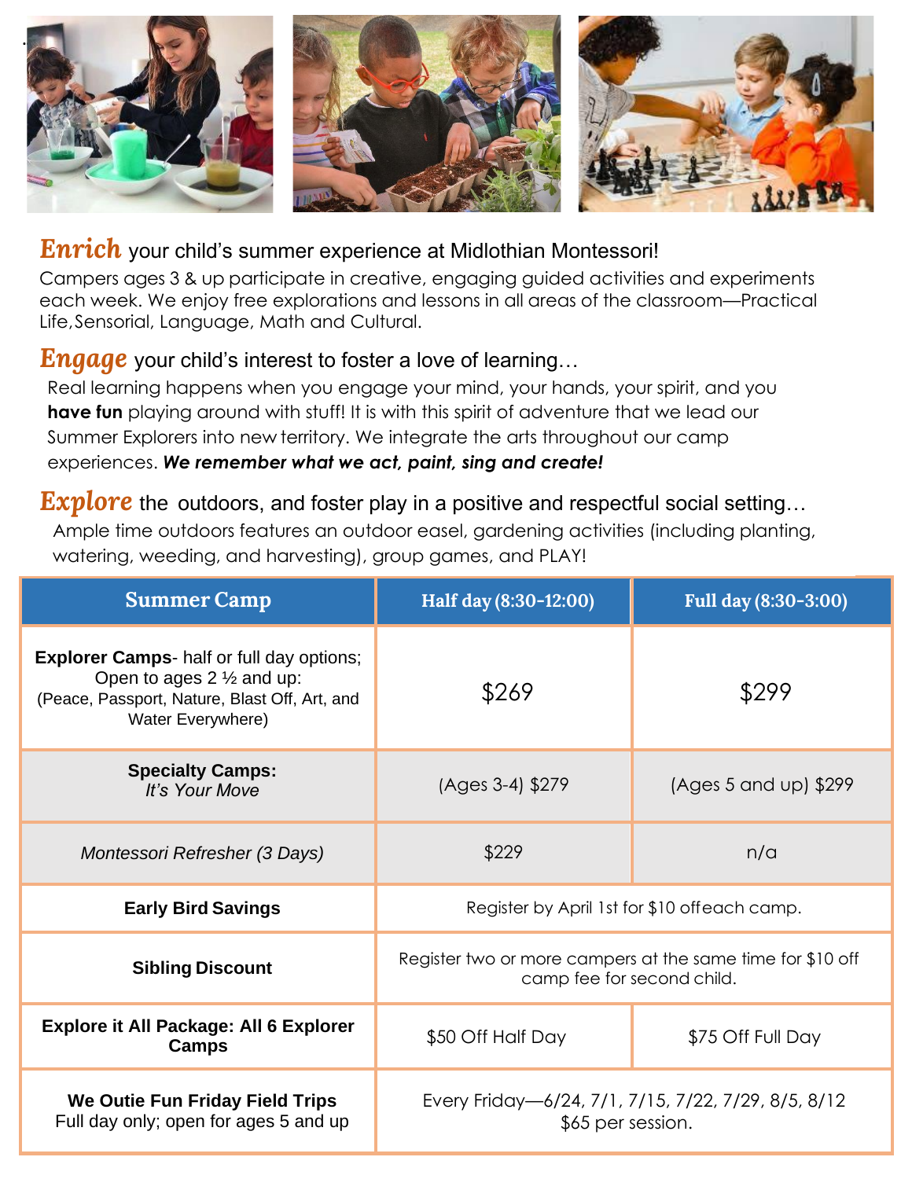***Enrich*** your child's summer experience at Midlothian Montessori!

Campers ages 3 & up participate in creative, engaging guided activities and experiments each week. We enjoy free explorations and lessons in all areas of the classroom—Practical Life, Sensorial, Language, Math and Cultural.

***Engage*** your child's interest to foster a love of learning…

Real learning happens when you engage your mind, your hands, your spirit, and you **have fun** playing around with stuff! It is with this spirit of adventure that we lead our Summer Explorers into new territory. We integrate the arts throughout our camp experiences. ***We remember what we act, paint, sing and create!***

***Explore*** the outdoors, and foster play in a positive and respectful social setting…

Ample time outdoors features an outdoor easel, gardening activities (including planting, watering, weeding, and harvesting), group games, and PLAY!

| Summer Camp | Half day (8:30-12:00) | Full day (8:30-3:00) |
|---|---|---|
| **Explorer Camps**- half or full day options; Open to ages 2 ½ and up: (Peace, Passport, Nature, Blast Off, Art, and Water Everywhere) | $269 | $299 |
| **Specialty Camps:** *It's Your Move* | (Ages 3-4) $279 | (Ages 5 and up) $299 |
| *Montessori Refresher (3 Days)* | $229 | n/a |
| **Early Bird Savings** | Register by April 1st for $10 off each camp. | |
| **Sibling Discount** | Register two or more campers at the same time for $10 off camp fee for second child. | |
| **Explore it All Package: All 6 Explorer Camps** | $50 Off Half Day | $75 Off Full Day |
| **We Outie Fun Friday Field Trips** Full day only; open for ages 5 and up | Every Friday—6/24, 7/1, 7/15, 7/22, 7/29, 8/5, 8/12 $65 per session. | |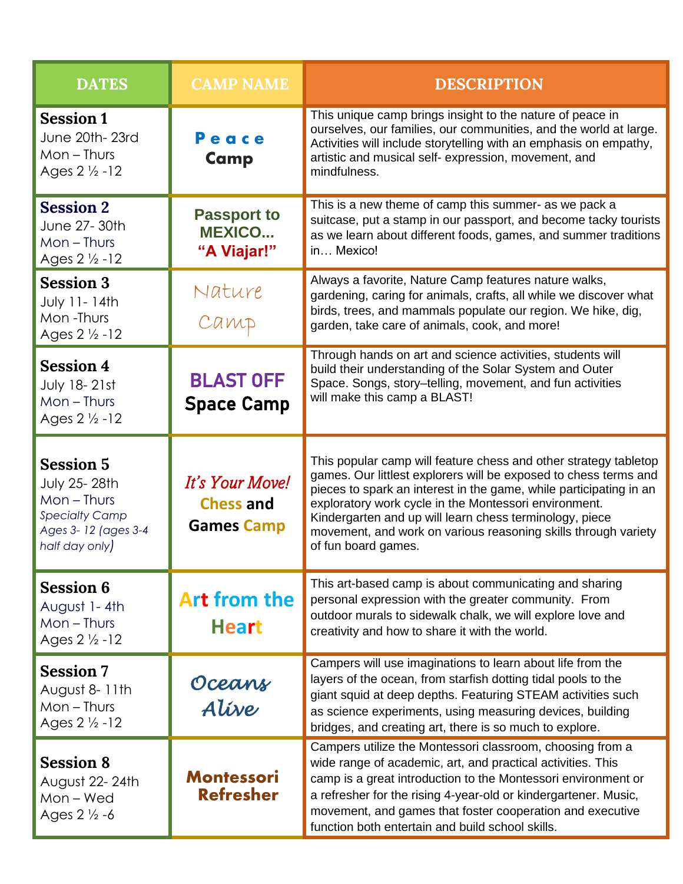| DATES | CAMP NAME | DESCRIPTION |
|---|---|---|
| **Session 1**<br>June 20th- 23rd<br>Mon – Thurs<br>Ages 2 ½ -12 | **P e a c e Camp** | This unique camp brings insight to the nature of peace in ourselves, our families, our communities, and the world at large. Activities will include storytelling with an emphasis on empathy, artistic and musical self- expression, movement, and mindfulness. |
| **Session 2**<br>June 27- 30th<br>Mon – Thurs<br>Ages 2 ½ -12 | **Passport to MEXICO... "A Viajar!"** | This is a new theme of camp this summer- as we pack a suitcase, put a stamp in our passport, and become tacky tourists as we learn about different foods, games, and summer traditions in… Mexico! |
| **Session 3**<br>July 11- 14th<br>Mon -Thurs<br>Ages 2 ½ -12 | Nature Camp | Always a favorite, Nature Camp features nature walks, gardening, caring for animals, crafts, all while we discover what birds, trees, and mammals populate our region. We hike, dig, garden, take care of animals, cook, and more! |
| **Session 4**<br>July 18- 21st<br>Mon – Thurs<br>Ages 2 ½ -12 | **BLAST OFF Space Camp** | Through hands on art and science activities, students will build their understanding of the Solar System and Outer Space. Songs, story–telling, movement, and fun activities will make this camp a BLAST! |
| **Session 5**<br>July 25- 28th<br>Mon – Thurs<br>*Specialty Camp*<br>*Ages 3- 12 (ages 3-4 half day only)* | ***It's Your Move!*** **Chess and Games Camp** | This popular camp will feature chess and other strategy tabletop games. Our littlest explorers will be exposed to chess terms and pieces to spark an interest in the game, while participating in an exploratory work cycle in the Montessori environment. Kindergarten and up will learn chess terminology, piece movement, and work on various reasoning skills through variety of fun board games. |
| **Session 6**<br>August 1- 4th<br>Mon – Thurs<br>Ages 2 ½ -12 | **Art from the Heart** | This art-based camp is about communicating and sharing personal expression with the greater community. From outdoor murals to sidewalk chalk, we will explore love and creativity and how to share it with the world. |
| **Session 7**<br>August 8- 11th<br>Mon – Thurs<br>Ages 2 ½ -12 | *Oceans Alive* | Campers will use imaginations to learn about life from the layers of the ocean, from starfish dotting tidal pools to the giant squid at deep depths. Featuring STEAM activities such as science experiments, using measuring devices, building bridges, and creating art, there is so much to explore. |
| **Session 8**<br>August 22- 24th<br>Mon – Wed<br>Ages 2 ½ -6 | **Montessori Refresher** | Campers utilize the Montessori classroom, choosing from a wide range of academic, art, and practical activities. This camp is a great introduction to the Montessori environment or a refresher for the rising 4-year-old or kindergartener. Music, movement, and games that foster cooperation and executive function both entertain and build school skills. |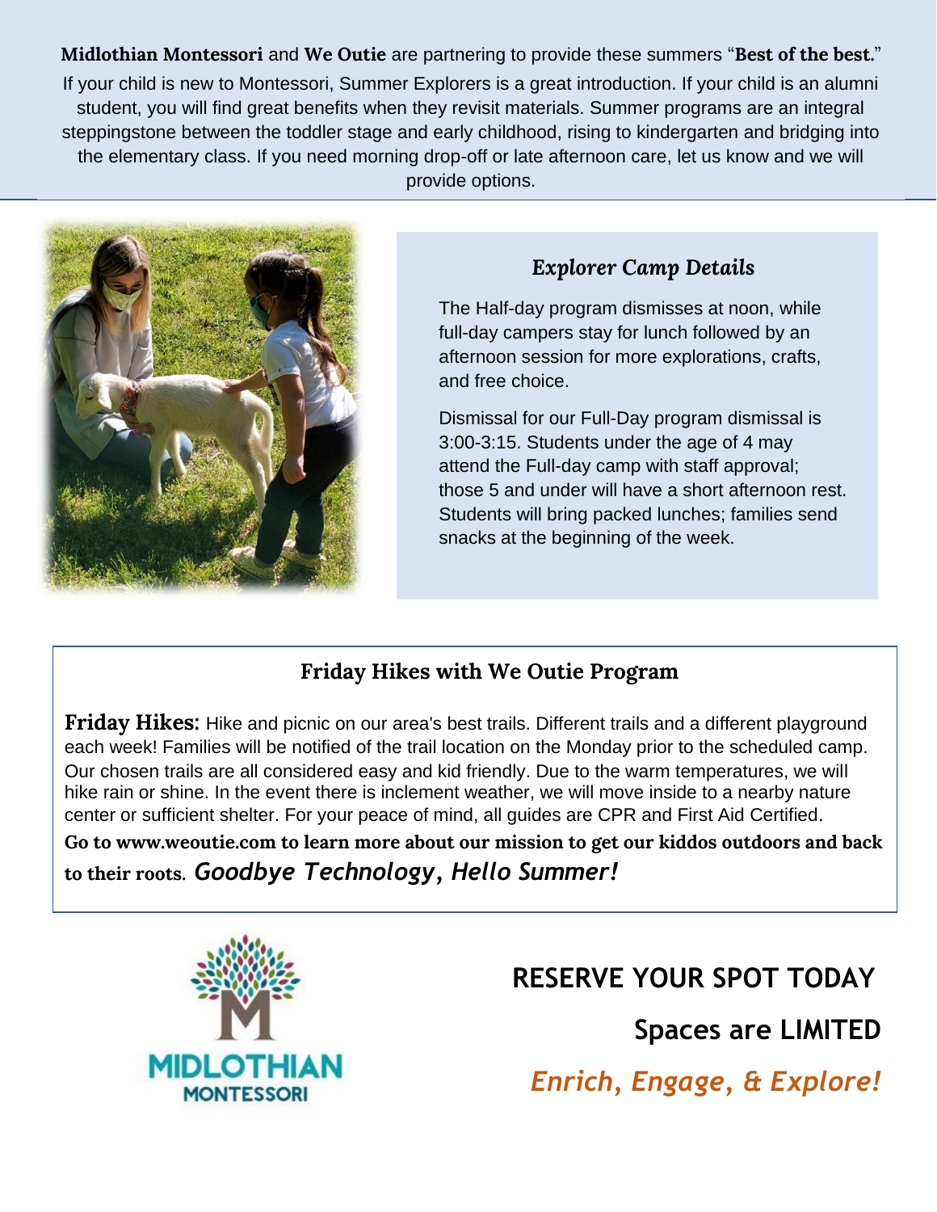**Midlothian Montessori** and **We Outie** are partnering to provide these summers "**Best of the best.**"

If your child is new to Montessori, Summer Explorers is a great introduction. If your child is an alumni student, you will find great benefits when they revisit materials. Summer programs are an integral steppingstone between the toddler stage and early childhood, rising to kindergarten and bridging into the elementary class. If you need morning drop-off or late afternoon care, let us know and we will provide options.

### *Explorer Camp Details*

The Half-day program dismisses at noon, while full-day campers stay for lunch followed by an afternoon session for more explorations, crafts, and free choice.

Dismissal for our Full-Day program dismissal is 3:00-3:15. Students under the age of 4 may attend the Full-day camp with staff approval; those 5 and under will have a short afternoon rest. Students will bring packed lunches; families send snacks at the beginning of the week.

### Friday Hikes with We Outie Program

**Friday Hikes:** Hike and picnic on our area's best trails. Different trails and a different playground each week! Families will be notified of the trail location on the Monday prior to the scheduled camp. Our chosen trails are all considered easy and kid friendly. Due to the warm temperatures, we will hike rain or shine. In the event there is inclement weather, we will move inside to a nearby nature center or sufficient shelter. For your peace of mind, all guides are CPR and First Aid Certified.

**Go to www.weoutie.com to learn more about our mission to get our kiddos outdoors and back to their roots.** ***Goodbye Technology, Hello Summer!***

MIDLOTHIAN MONTESSORI

**RESERVE YOUR SPOT TODAY**

**Spaces are LIMITED**

***Enrich, Engage, & Explore!***